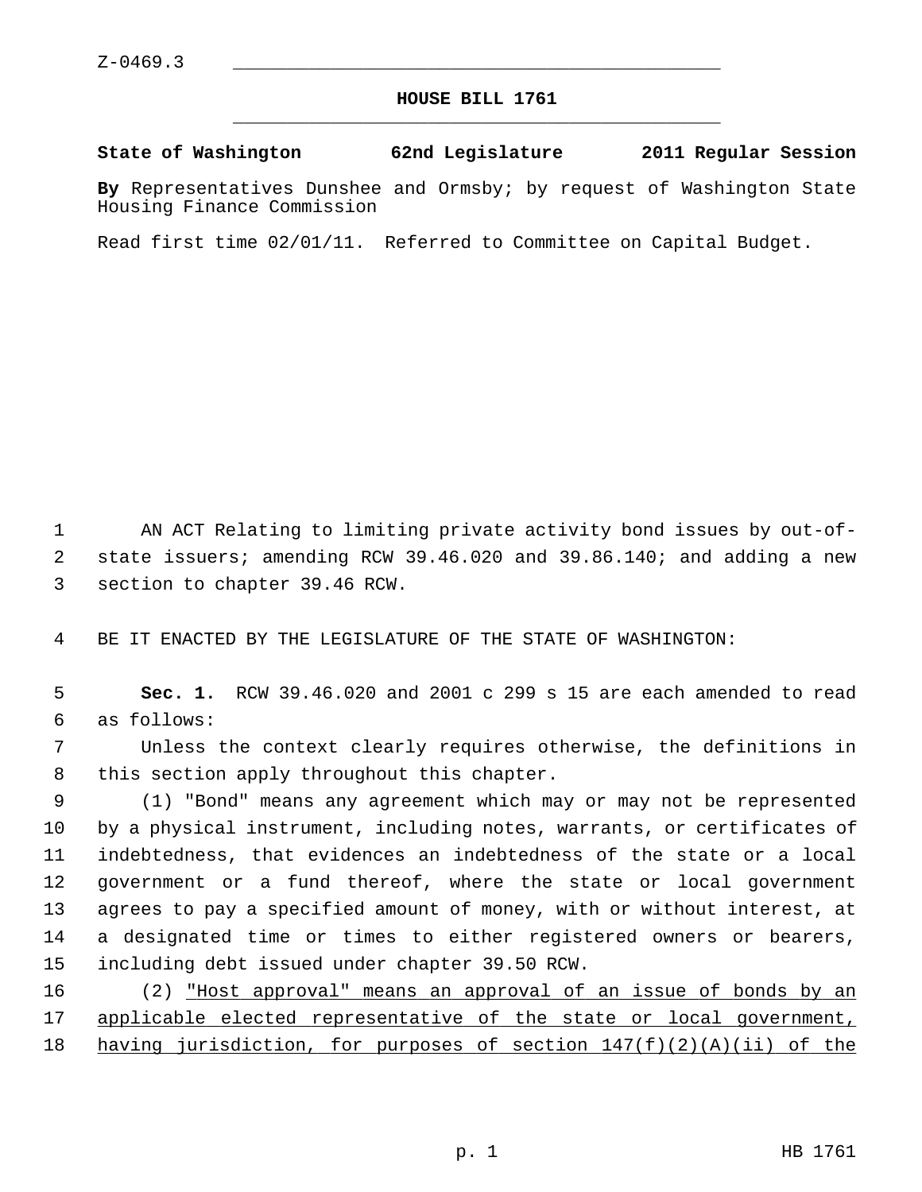Z-0469.3

# HOUSE BILL 1761

**State of Washington 62nd Legislature 2011 Regular Session**

**By** Representatives Dunshee and Ormsby; by request of Washington State Housing Finance Commission

Read first time 02/01/11. Referred to Committee on Capital Budget.

AN ACT Relating to limiting private activity bond issues by out-of-state issuers; amending RCW 39.46.020 and 39.86.140; and adding a new section to chapter 39.46 RCW.

BE IT ENACTED BY THE LEGISLATURE OF THE STATE OF WASHINGTON:

**Sec. 1.** RCW 39.46.020 and 2001 c 299 s 15 are each amended to read as follows:

Unless the context clearly requires otherwise, the definitions in this section apply throughout this chapter.

(1) "Bond" means any agreement which may or may not be represented by a physical instrument, including notes, warrants, or certificates of indebtedness, that evidences an indebtedness of the state or a local government or a fund thereof, where the state or local government agrees to pay a specified amount of money, with or without interest, at a designated time or times to either registered owners or bearers, including debt issued under chapter 39.50 RCW.

(2) <u>"Host approval" means an approval of an issue of bonds by an applicable elected representative of the state or local government, having jurisdiction, for purposes of section 147(f)(2)(A)(ii) of the</u>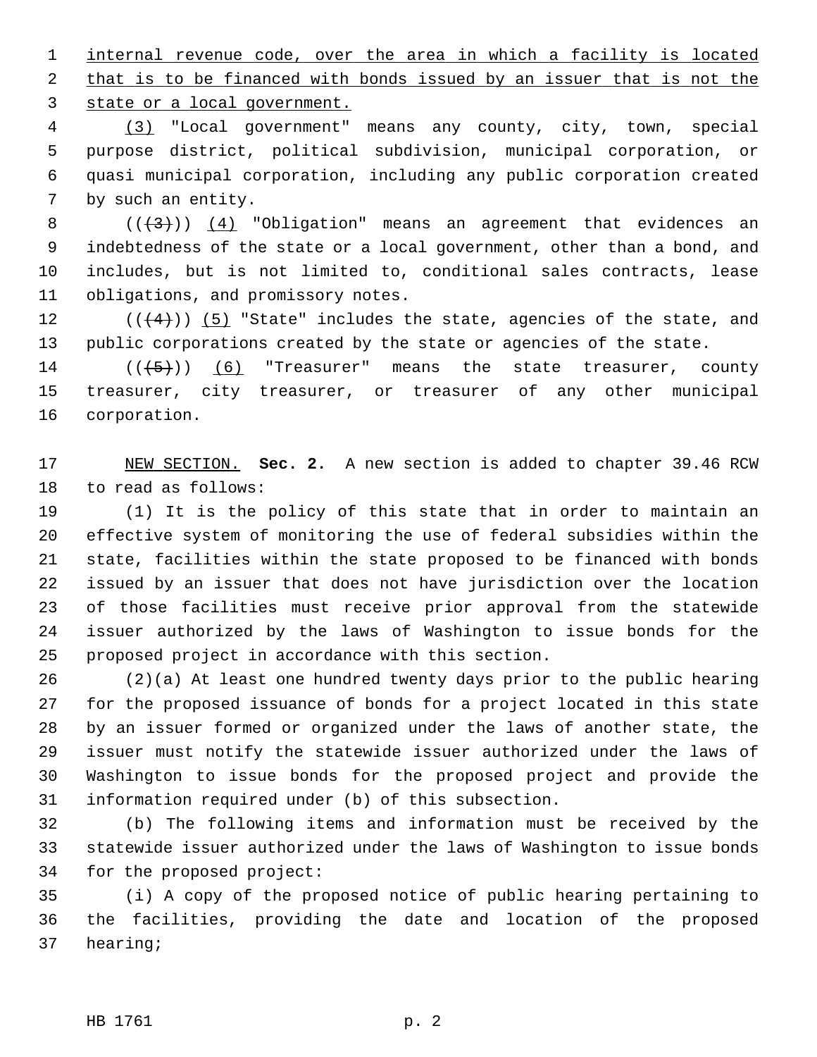internal revenue code, over the area in which a facility is located that is to be financed with bonds issued by an issuer that is not the state or a local government.

(3) "Local government" means any county, city, town, special purpose district, political subdivision, municipal corporation, or quasi municipal corporation, including any public corporation created by such an entity.

(((3))) (4) "Obligation" means an agreement that evidences an indebtedness of the state or a local government, other than a bond, and includes, but is not limited to, conditional sales contracts, lease obligations, and promissory notes.

(((4))) (5) "State" includes the state, agencies of the state, and public corporations created by the state or agencies of the state.

(((5))) (6) "Treasurer" means the state treasurer, county treasurer, city treasurer, or treasurer of any other municipal corporation.

NEW SECTION. **Sec. 2.** A new section is added to chapter 39.46 RCW to read as follows:

(1) It is the policy of this state that in order to maintain an effective system of monitoring the use of federal subsidies within the state, facilities within the state proposed to be financed with bonds issued by an issuer that does not have jurisdiction over the location of those facilities must receive prior approval from the statewide issuer authorized by the laws of Washington to issue bonds for the proposed project in accordance with this section.

(2)(a) At least one hundred twenty days prior to the public hearing for the proposed issuance of bonds for a project located in this state by an issuer formed or organized under the laws of another state, the issuer must notify the statewide issuer authorized under the laws of Washington to issue bonds for the proposed project and provide the information required under (b) of this subsection.

(b) The following items and information must be received by the statewide issuer authorized under the laws of Washington to issue bonds for the proposed project:

(i) A copy of the proposed notice of public hearing pertaining to the facilities, providing the date and location of the proposed hearing;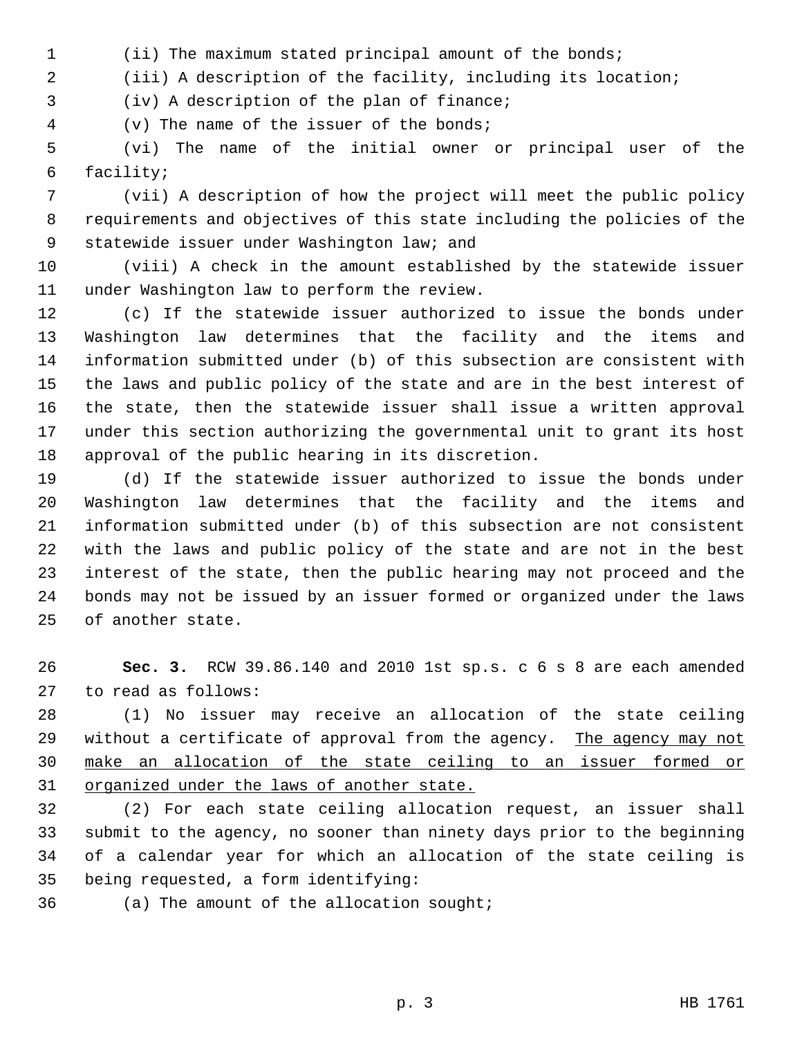(ii) The maximum stated principal amount of the bonds;

(iii) A description of the facility, including its location;

(iv) A description of the plan of finance;

(v) The name of the issuer of the bonds;

(vi) The name of the initial owner or principal user of the facility;

(vii) A description of how the project will meet the public policy requirements and objectives of this state including the policies of the statewide issuer under Washington law; and

(viii) A check in the amount established by the statewide issuer under Washington law to perform the review.

(c) If the statewide issuer authorized to issue the bonds under Washington law determines that the facility and the items and information submitted under (b) of this subsection are consistent with the laws and public policy of the state and are in the best interest of the state, then the statewide issuer shall issue a written approval under this section authorizing the governmental unit to grant its host approval of the public hearing in its discretion.

(d) If the statewide issuer authorized to issue the bonds under Washington law determines that the facility and the items and information submitted under (b) of this subsection are not consistent with the laws and public policy of the state and are not in the best interest of the state, then the public hearing may not proceed and the bonds may not be issued by an issuer formed or organized under the laws of another state.

**Sec. 3.** RCW 39.86.140 and 2010 1st sp.s. c 6 s 8 are each amended to read as follows:

(1) No issuer may receive an allocation of the state ceiling without a certificate of approval from the agency. <u>The agency may not make an allocation of the state ceiling to an issuer formed or organized under the laws of another state.</u>

(2) For each state ceiling allocation request, an issuer shall submit to the agency, no sooner than ninety days prior to the beginning of a calendar year for which an allocation of the state ceiling is being requested, a form identifying:

(a) The amount of the allocation sought;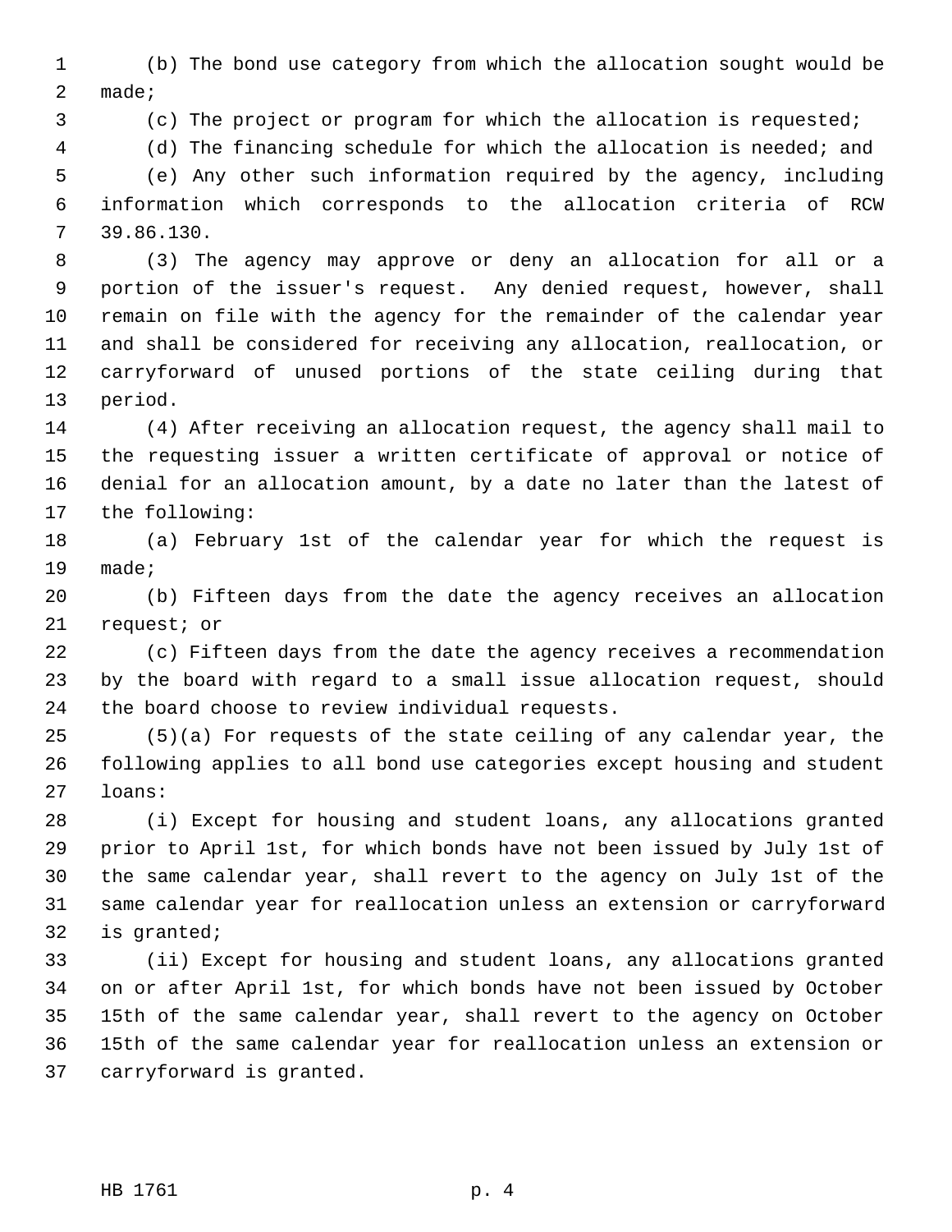(b) The bond use category from which the allocation sought would be made;

(c) The project or program for which the allocation is requested;

(d) The financing schedule for which the allocation is needed; and

(e) Any other such information required by the agency, including information which corresponds to the allocation criteria of RCW 39.86.130.

(3) The agency may approve or deny an allocation for all or a portion of the issuer's request. Any denied request, however, shall remain on file with the agency for the remainder of the calendar year and shall be considered for receiving any allocation, reallocation, or carryforward of unused portions of the state ceiling during that period.

(4) After receiving an allocation request, the agency shall mail to the requesting issuer a written certificate of approval or notice of denial for an allocation amount, by a date no later than the latest of the following:

(a) February 1st of the calendar year for which the request is made;

(b) Fifteen days from the date the agency receives an allocation request; or

(c) Fifteen days from the date the agency receives a recommendation by the board with regard to a small issue allocation request, should the board choose to review individual requests.

(5)(a) For requests of the state ceiling of any calendar year, the following applies to all bond use categories except housing and student loans:

(i) Except for housing and student loans, any allocations granted prior to April 1st, for which bonds have not been issued by July 1st of the same calendar year, shall revert to the agency on July 1st of the same calendar year for reallocation unless an extension or carryforward is granted;

(ii) Except for housing and student loans, any allocations granted on or after April 1st, for which bonds have not been issued by October 15th of the same calendar year, shall revert to the agency on October 15th of the same calendar year for reallocation unless an extension or carryforward is granted.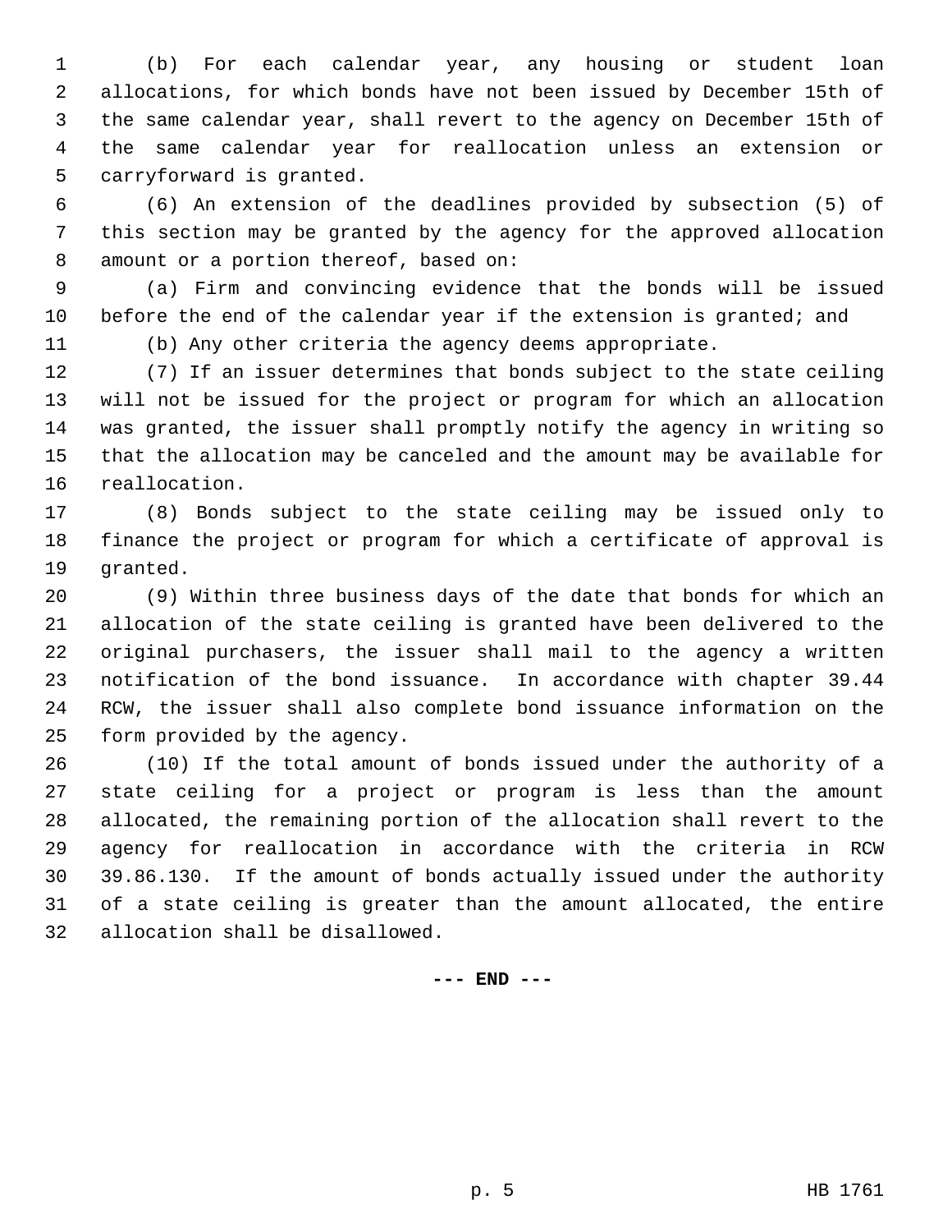(b) For each calendar year, any housing or student loan allocations, for which bonds have not been issued by December 15th of the same calendar year, shall revert to the agency on December 15th of the same calendar year for reallocation unless an extension or carryforward is granted.

(6) An extension of the deadlines provided by subsection (5) of this section may be granted by the agency for the approved allocation amount or a portion thereof, based on:

(a) Firm and convincing evidence that the bonds will be issued before the end of the calendar year if the extension is granted; and

(b) Any other criteria the agency deems appropriate.

(7) If an issuer determines that bonds subject to the state ceiling will not be issued for the project or program for which an allocation was granted, the issuer shall promptly notify the agency in writing so that the allocation may be canceled and the amount may be available for reallocation.

(8) Bonds subject to the state ceiling may be issued only to finance the project or program for which a certificate of approval is granted.

(9) Within three business days of the date that bonds for which an allocation of the state ceiling is granted have been delivered to the original purchasers, the issuer shall mail to the agency a written notification of the bond issuance. In accordance with chapter 39.44 RCW, the issuer shall also complete bond issuance information on the form provided by the agency.

(10) If the total amount of bonds issued under the authority of a state ceiling for a project or program is less than the amount allocated, the remaining portion of the allocation shall revert to the agency for reallocation in accordance with the criteria in RCW 39.86.130. If the amount of bonds actually issued under the authority of a state ceiling is greater than the amount allocated, the entire allocation shall be disallowed.

**--- END ---**